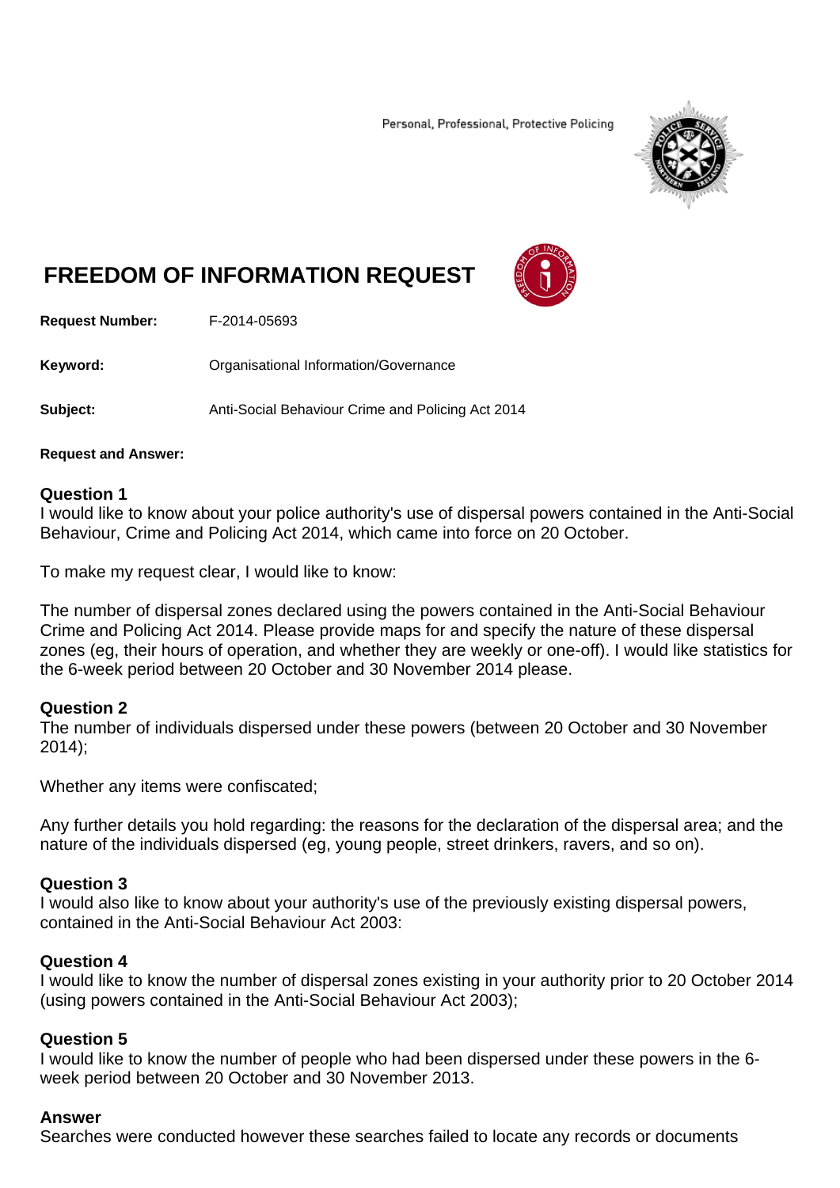Personal, Professional, Protective Policing

# FREEDOM OF INFORMATION REQUEST

**Request Number:** F-2014-05693

**Keyword:** Organisational Information/Governance

**Subject:** Anti-Social Behaviour Crime and Policing Act 2014

**Request and Answer:**

**Question 1**
I would like to know about your police authority's use of dispersal powers contained in the Anti-Social Behaviour, Crime and Policing Act 2014, which came into force on 20 October.

To make my request clear, I would like to know:

The number of dispersal zones declared using the powers contained in the Anti-Social Behaviour Crime and Policing Act 2014. Please provide maps for and specify the nature of these dispersal zones (eg, their hours of operation, and whether they are weekly or one-off). I would like statistics for the 6-week period between 20 October and 30 November 2014 please.

**Question 2**
The number of individuals dispersed under these powers (between 20 October and 30 November 2014);

Whether any items were confiscated;

Any further details you hold regarding: the reasons for the declaration of the dispersal area; and the nature of the individuals dispersed (eg, young people, street drinkers, ravers, and so on).

**Question 3**
I would also like to know about your authority's use of the previously existing dispersal powers, contained in the Anti-Social Behaviour Act 2003:

**Question 4**
I would like to know the number of dispersal zones existing in your authority prior to 20 October 2014 (using powers contained in the Anti-Social Behaviour Act 2003);

**Question 5**
I would like to know the number of people who had been dispersed under these powers in the 6-week period between 20 October and 30 November 2013.

**Answer**
Searches were conducted however these searches failed to locate any records or documents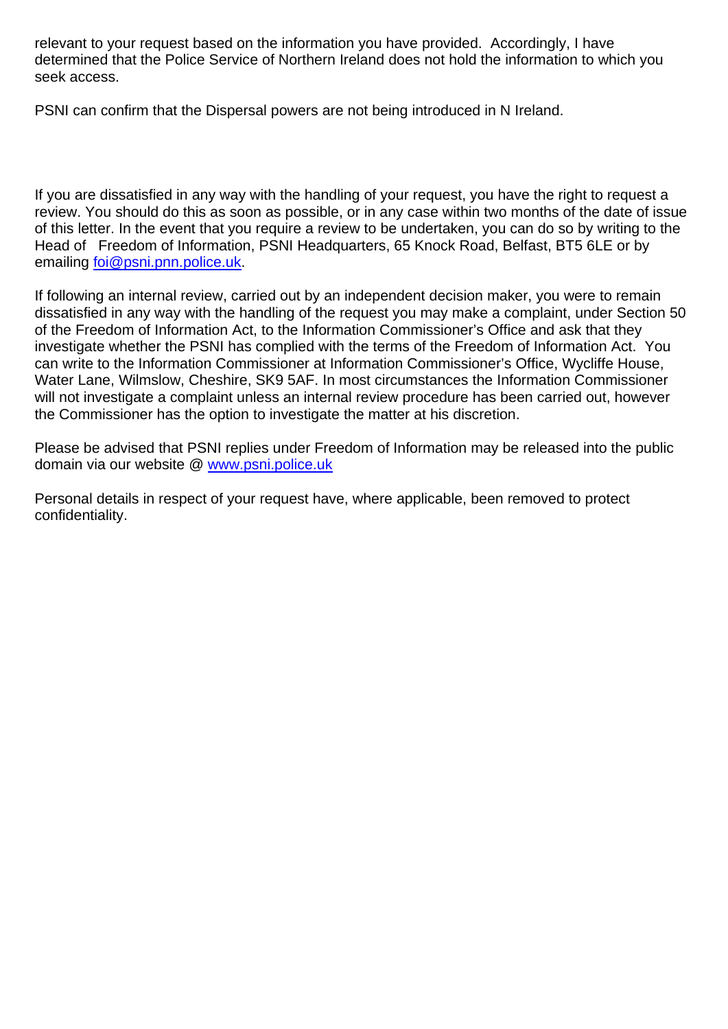relevant to your request based on the information you have provided. Accordingly, I have determined that the Police Service of Northern Ireland does not hold the information to which you seek access.

PSNI can confirm that the Dispersal powers are not being introduced in N Ireland.

If you are dissatisfied in any way with the handling of your request, you have the right to request a review. You should do this as soon as possible, or in any case within two months of the date of issue of this letter. In the event that you require a review to be undertaken, you can do so by writing to the Head of Freedom of Information, PSNI Headquarters, 65 Knock Road, Belfast, BT5 6LE or by emailing foi@psni.pnn.police.uk.

If following an internal review, carried out by an independent decision maker, you were to remain dissatisfied in any way with the handling of the request you may make a complaint, under Section 50 of the Freedom of Information Act, to the Information Commissioner's Office and ask that they investigate whether the PSNI has complied with the terms of the Freedom of Information Act. You can write to the Information Commissioner at Information Commissioner's Office, Wycliffe House, Water Lane, Wilmslow, Cheshire, SK9 5AF. In most circumstances the Information Commissioner will not investigate a complaint unless an internal review procedure has been carried out, however the Commissioner has the option to investigate the matter at his discretion.

Please be advised that PSNI replies under Freedom of Information may be released into the public domain via our website @ www.psni.police.uk

Personal details in respect of your request have, where applicable, been removed to protect confidentiality.